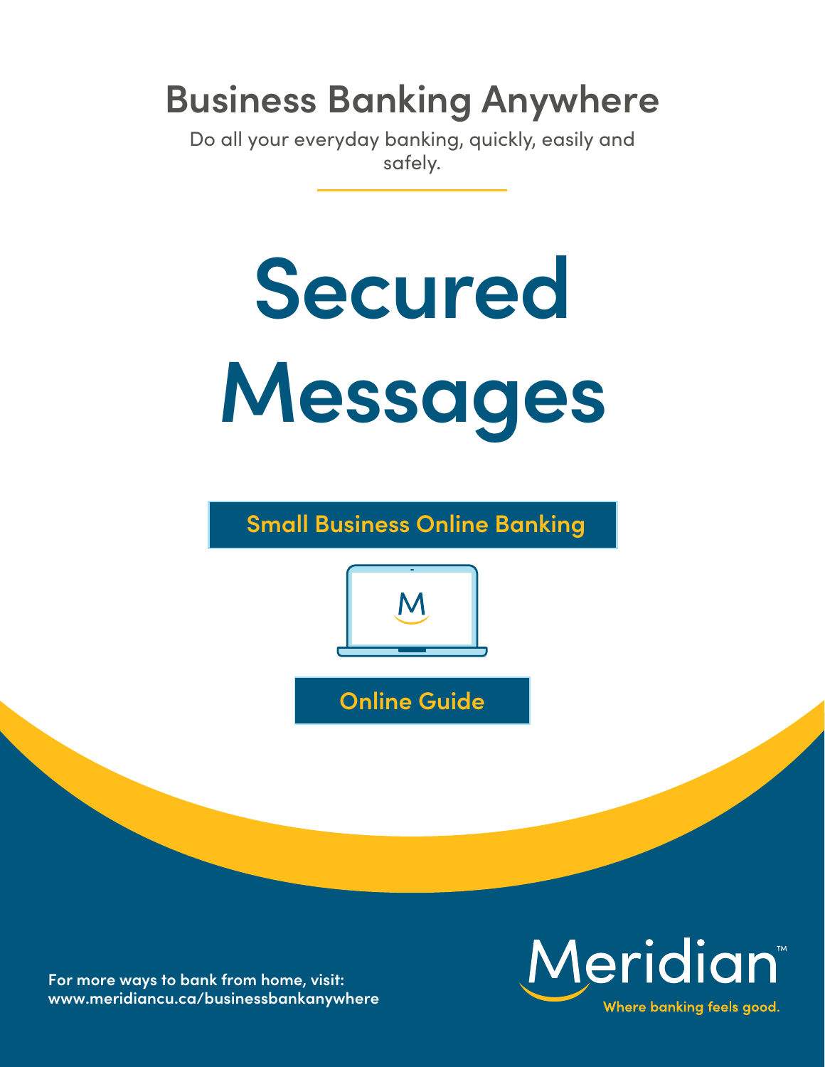## Business Banking Anywhere

Do all your everyday banking, quickly, easily and safely.

# Secured Messages

**Small Business Online Banking**

**Online Guide**

**For more ways to bank from home, visit: www.meridiancu.ca/businessbankanywhere**

Meridian™

Where banking feels good.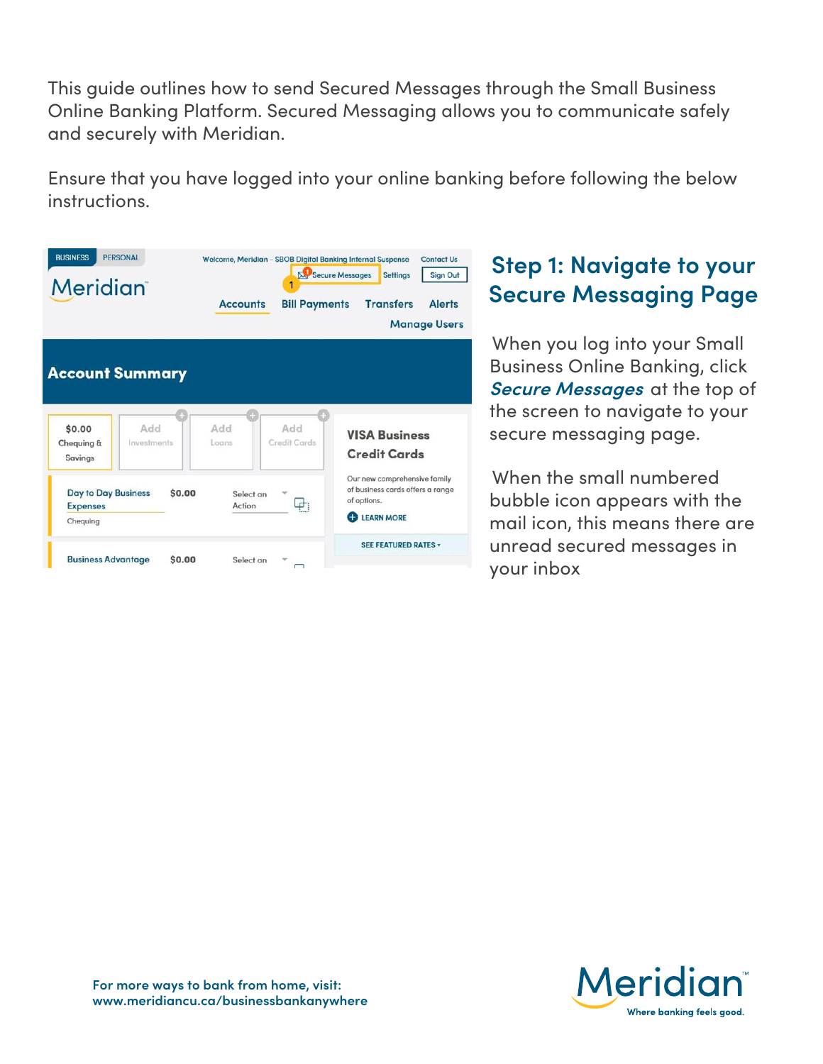This guide outlines how to send Secured Messages through the Small Business Online Banking Platform. Secured Messaging allows you to communicate safely and securely with Meridian.

Ensure that you have logged into your online banking before following the below instructions.

## Step 1: Navigate to your Secure Messaging Page

When you log into your Small Business Online Banking, click ***Secure Messages*** at the top of the screen to navigate to your secure messaging page.

When the small numbered bubble icon appears with the mail icon, this means there are unread secured messages in your inbox

For more ways to bank from home, visit:
www.meridiancu.ca/businessbankanywhere

Meridian™ Where banking feels good.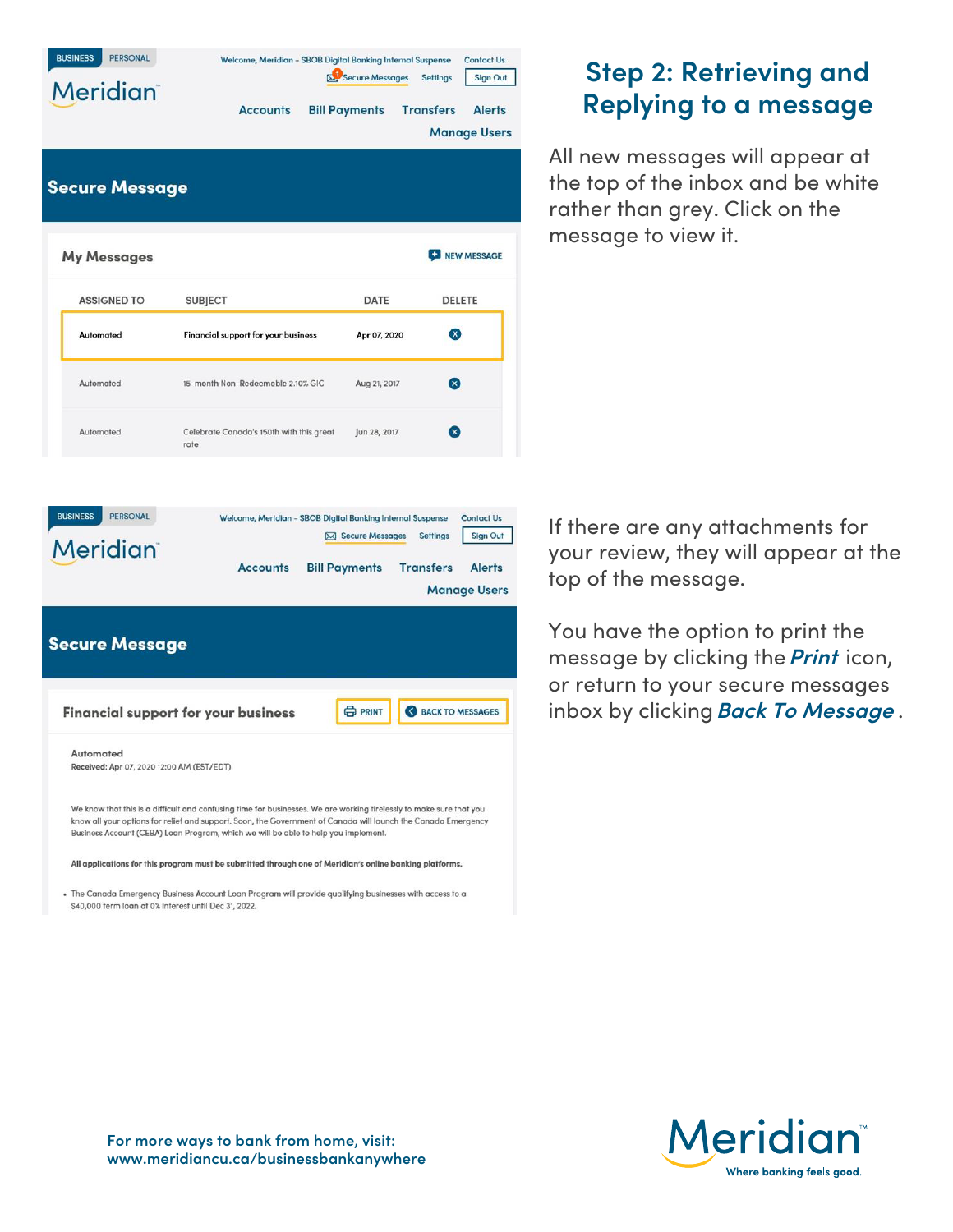## Step 2: Retrieving and Replying to a message

All new messages will appear at the top of the inbox and be white rather than grey. Click on the message to view it.

If there are any attachments for your review, they will appear at the top of the message.

You have the option to print the message by clicking the ***Print*** icon, or return to your secure messages inbox by clicking ***Back To Message*** .

For more ways to bank from home, visit: www.meridiancu.ca/businessbankanywhere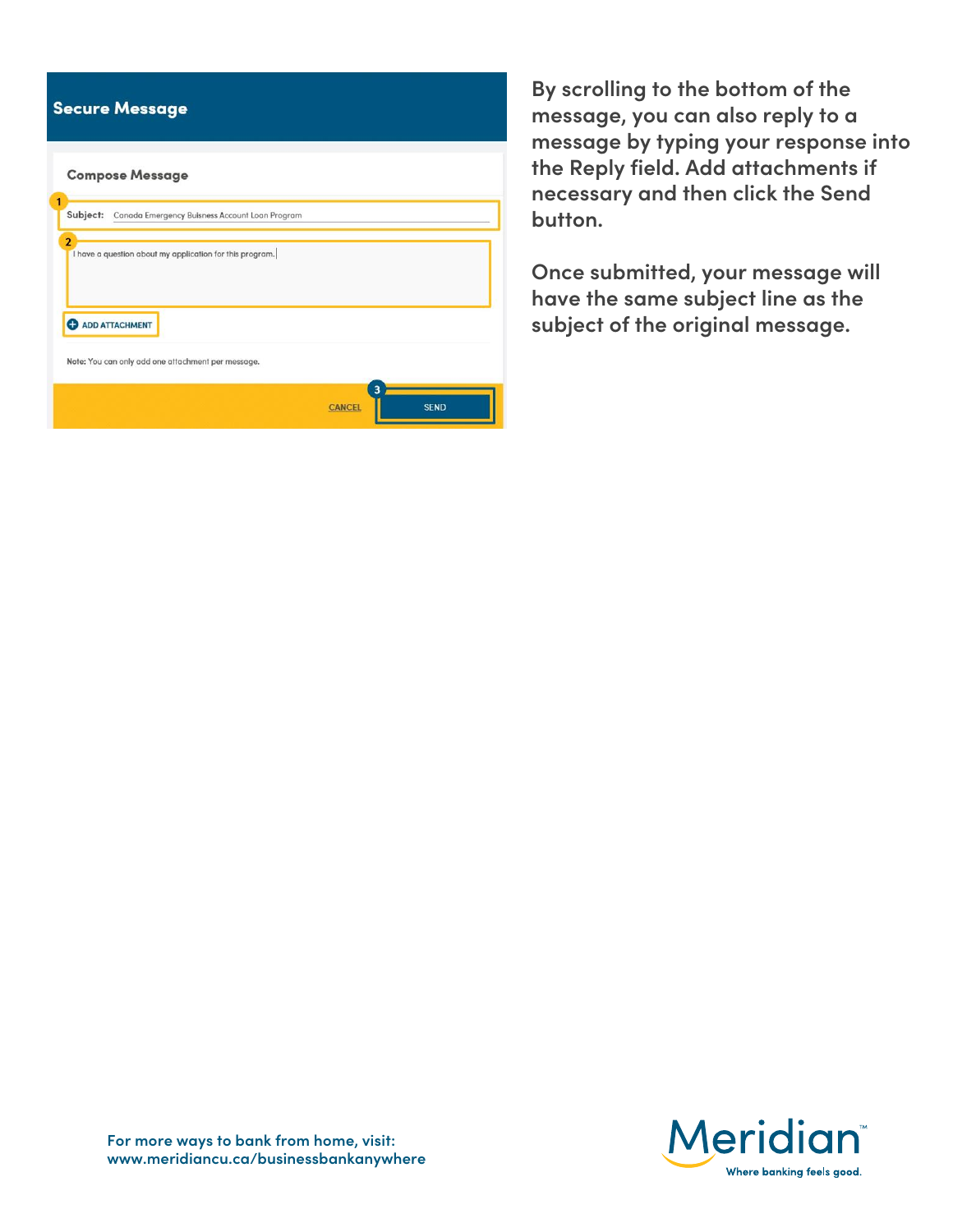**Secure Message**

**Compose Message**

1. **Subject:** Canada Emergency Buisness Account Loan Program
2. I have a question about my application for this program.

ADD ATTACHMENT

**Note:** You can only add one attachment per message.

CANCEL

3. SEND

By scrolling to the bottom of the message, you can also reply to a message by typing your response into the Reply field. Add attachments if necessary and then click the Send button.

Once submitted, your message will have the same subject line as the subject of the original message.

For more ways to bank from home, visit:
www.meridiancu.ca/businessbankanywhere

Meridian™
Where banking feels good.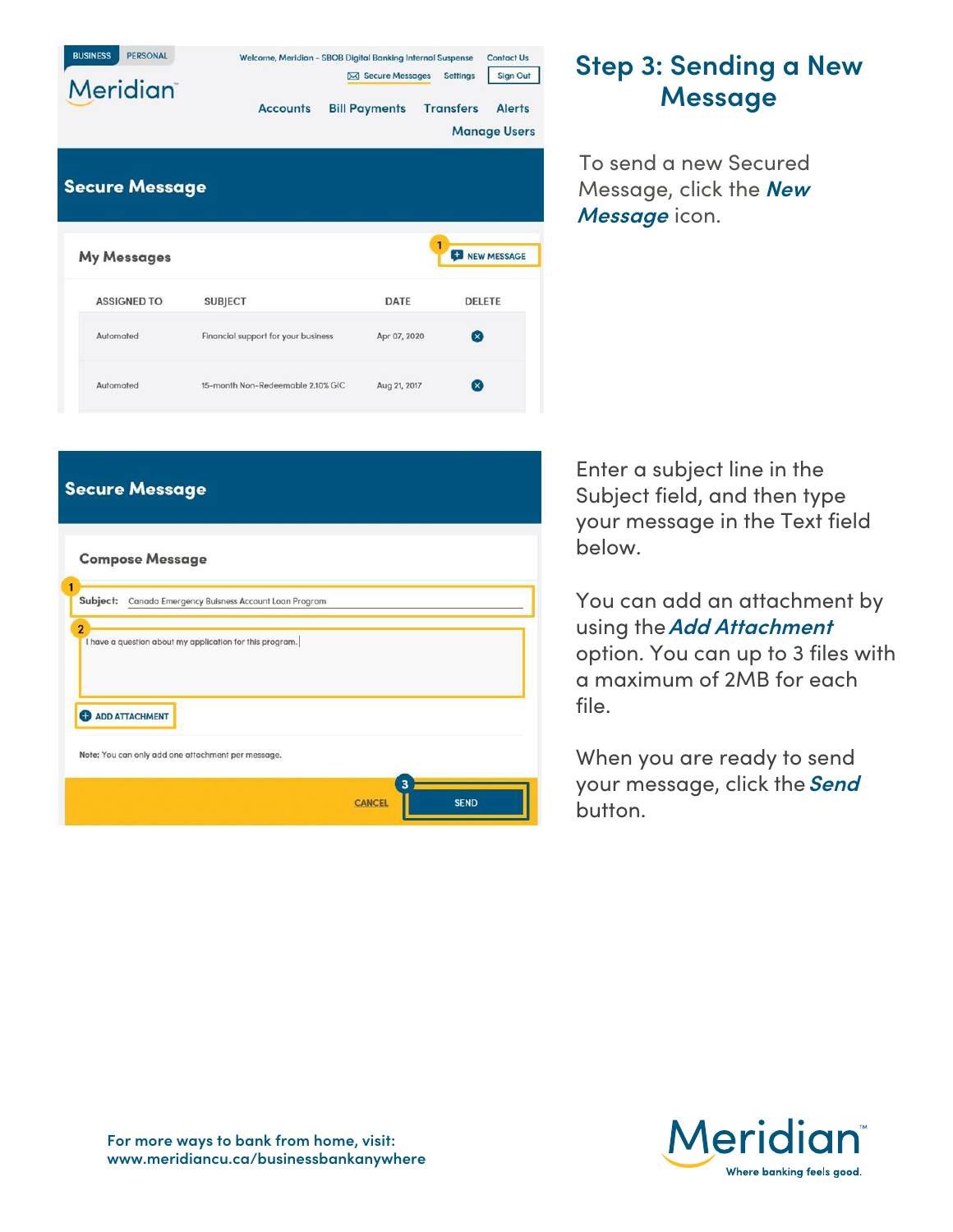# Step 3: Sending a New Message

To send a new Secured Message, click the ***New Message*** icon.

Enter a subject line in the Subject field, and then type your message in the Text field below.

You can add an attachment by using the ***Add Attachment*** option. You can up to 3 files with a maximum of 2MB for each file.

When you are ready to send your message, click the ***Send*** button.

For more ways to bank from home, visit:
www.meridiancu.ca/businessbankanywhere

Meridian™
Where banking feels good.